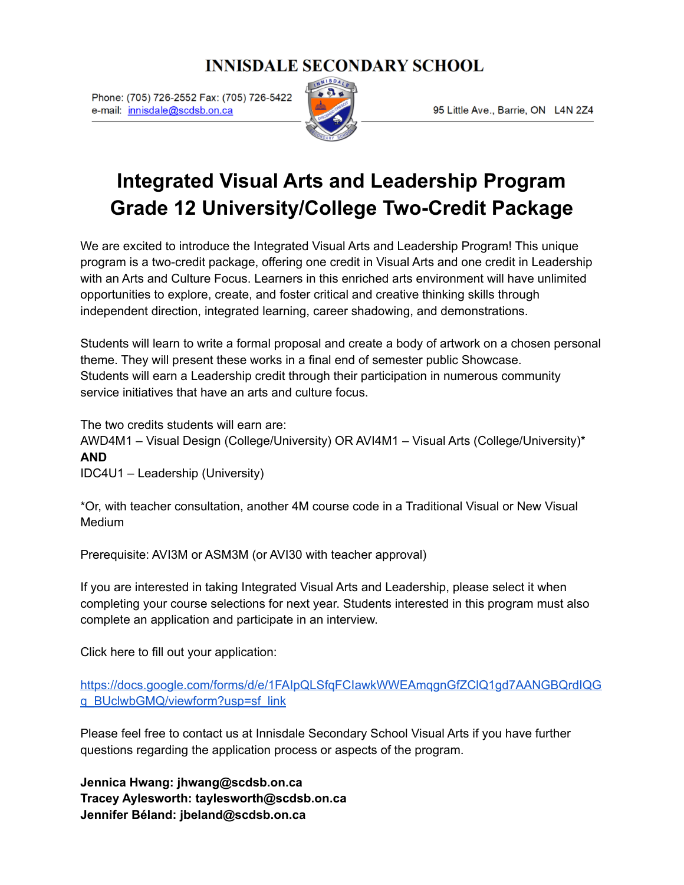# INNISDALE SECONDARY SCHOOL

Phone: (705) 726-2552 Fax: (705) 726-5422
e-mail: innisdale@scdsb.on.ca

95 Little Ave., Barrie, ON L4N 2Z4

## Integrated Visual Arts and Leadership Program
## Grade 12 University/College Two-Credit Package

We are excited to introduce the Integrated Visual Arts and Leadership Program! This unique program is a two-credit package, offering one credit in Visual Arts and one credit in Leadership with an Arts and Culture Focus. Learners in this enriched arts environment will have unlimited opportunities to explore, create, and foster critical and creative thinking skills through independent direction, integrated learning, career shadowing, and demonstrations.

Students will learn to write a formal proposal and create a body of artwork on a chosen personal theme. They will present these works in a final end of semester public Showcase.
Students will earn a Leadership credit through their participation in numerous community service initiatives that have an arts and culture focus.

The two credits students will earn are:
AWD4M1 – Visual Design (College/University) OR AVI4M1 – Visual Arts (College/University)*
**AND**
IDC4U1 – Leadership (University)

*Or, with teacher consultation, another 4M course code in a Traditional Visual or New Visual Medium

Prerequisite: AVI3M or ASM3M (or AVI30 with teacher approval)

If you are interested in taking Integrated Visual Arts and Leadership, please select it when completing your course selections for next year. Students interested in this program must also complete an application and participate in an interview.

Click here to fill out your application:

https://docs.google.com/forms/d/e/1FAIpQLSfqFCIawkWWEAmqgnGfZClQ1gd7AANGBQrdIQGq_BUclwbGMQ/viewform?usp=sf_link

Please feel free to contact us at Innisdale Secondary School Visual Arts if you have further questions regarding the application process or aspects of the program.

**Jennica Hwang: jhwang@scdsb.on.ca**
**Tracey Aylesworth: taylesworth@scdsb.on.ca**
**Jennifer Béland: jbeland@scdsb.on.ca**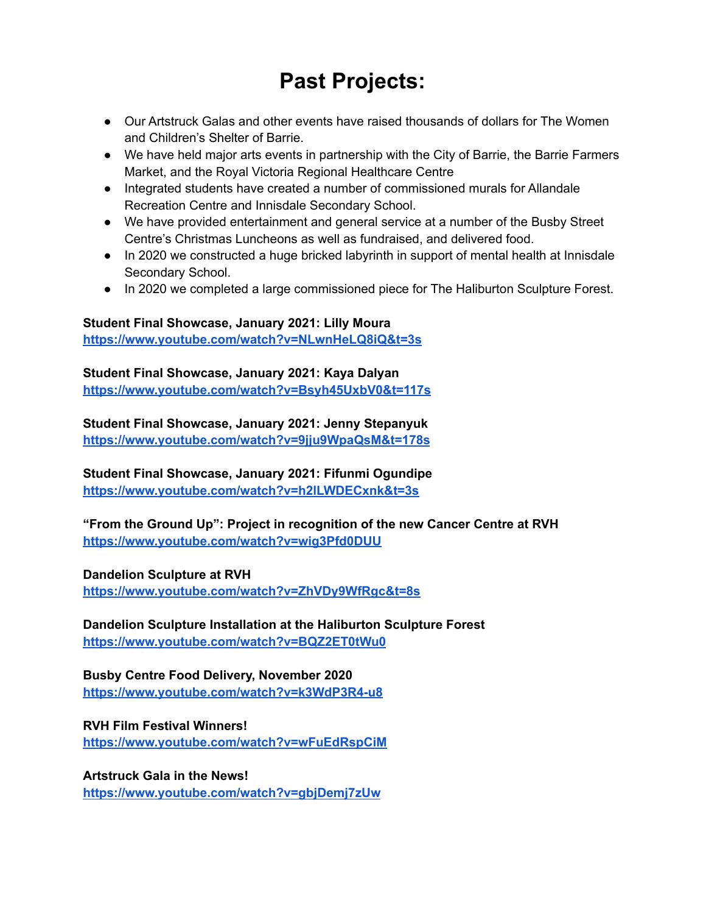# Past Projects:

- Our Artstruck Galas and other events have raised thousands of dollars for The Women and Children's Shelter of Barrie.
- We have held major arts events in partnership with the City of Barrie, the Barrie Farmers Market, and the Royal Victoria Regional Healthcare Centre
- Integrated students have created a number of commissioned murals for Allandale Recreation Centre and Innisdale Secondary School.
- We have provided entertainment and general service at a number of the Busby Street Centre's Christmas Luncheons as well as fundraised, and delivered food.
- In 2020 we constructed a huge bricked labyrinth in support of mental health at Innisdale Secondary School.
- In 2020 we completed a large commissioned piece for The Haliburton Sculpture Forest.

**Student Final Showcase, January 2021: Lilly Moura**
**https://www.youtube.com/watch?v=NLwnHeLQ8iQ&t=3s**

**Student Final Showcase, January 2021: Kaya Dalyan**
**https://www.youtube.com/watch?v=Bsyh45UxbV0&t=117s**

**Student Final Showcase, January 2021: Jenny Stepanyuk**
**https://www.youtube.com/watch?v=9jju9WpaQsM&t=178s**

**Student Final Showcase, January 2021: Fifunmi Ogundipe**
**https://www.youtube.com/watch?v=h2lLWDECxnk&t=3s**

**"From the Ground Up": Project in recognition of the new Cancer Centre at RVH**
**https://www.youtube.com/watch?v=wig3Pfd0DUU**

**Dandelion Sculpture at RVH**
**https://www.youtube.com/watch?v=ZhVDy9WfRgc&t=8s**

**Dandelion Sculpture Installation at the Haliburton Sculpture Forest**
**https://www.youtube.com/watch?v=BQZ2ET0tWu0**

**Busby Centre Food Delivery, November 2020**
**https://www.youtube.com/watch?v=k3WdP3R4-u8**

**RVH Film Festival Winners!**
**https://www.youtube.com/watch?v=wFuEdRspCiM**

**Artstruck Gala in the News!**
**https://www.youtube.com/watch?v=gbjDemj7zUw**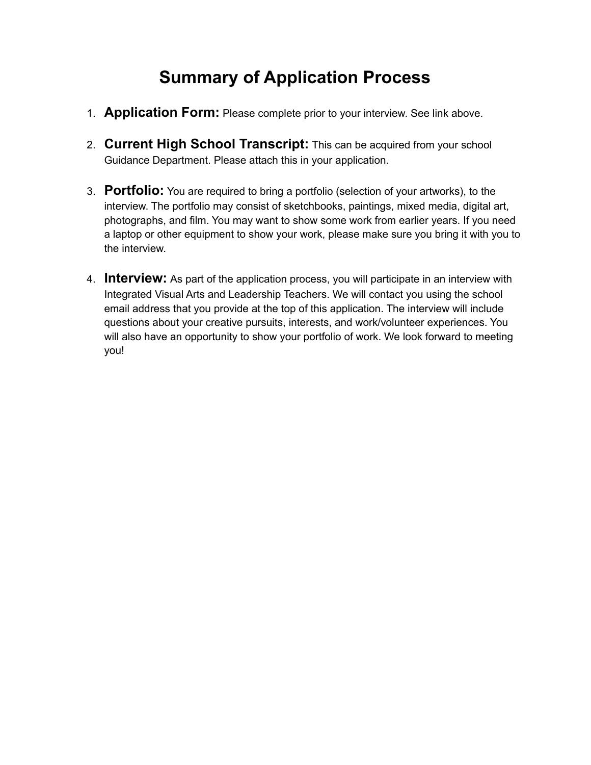# Summary of Application Process

1. **Application Form:** Please complete prior to your interview. See link above.

2. **Current High School Transcript:** This can be acquired from your school Guidance Department. Please attach this in your application.

3. **Portfolio:** You are required to bring a portfolio (selection of your artworks), to the interview. The portfolio may consist of sketchbooks, paintings, mixed media, digital art, photographs, and film. You may want to show some work from earlier years. If you need a laptop or other equipment to show your work, please make sure you bring it with you to the interview.

4. **Interview:** As part of the application process, you will participate in an interview with Integrated Visual Arts and Leadership Teachers. We will contact you using the school email address that you provide at the top of this application. The interview will include questions about your creative pursuits, interests, and work/volunteer experiences. You will also have an opportunity to show your portfolio of work. We look forward to meeting you!